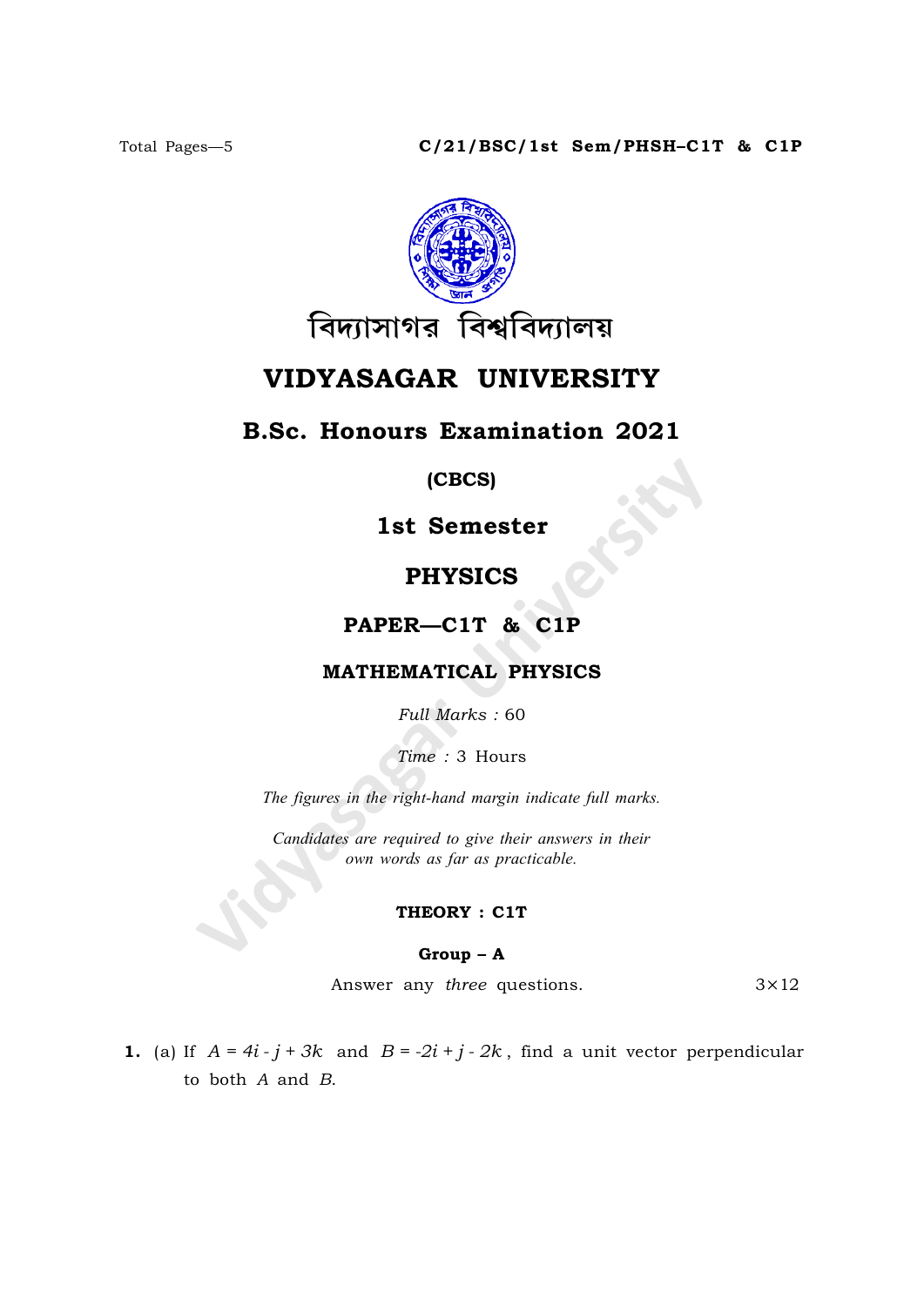Total Pages—5

**C/21/BSC/1st Sem/PHSH–C1T & C1P**

বিদ্যাসাগর বিশ্ববিদ্যালয়

# VIDYASAGAR UNIVERSITY

## B.Sc. Honours Examination 2021

**(CBCS)**

**1st Semester**

**PHYSICS**

**PAPER—C1T & C1P**

**MATHEMATICAL PHYSICS**

*Full Marks* : 60

*Time* : 3 Hours

*The figures in the right-hand margin indicate full marks.*

*Candidates are required to give their answers in their own words as far as practicable.*

**THEORY : C1T**

**Group – A**

Answer any *three* questions. $3 \times 12$

**1.** (a) If $A = 4i - j + 3k$ and $B = -2i + j - 2k$, find a unit vector perpendicular to both $A$ and $B$.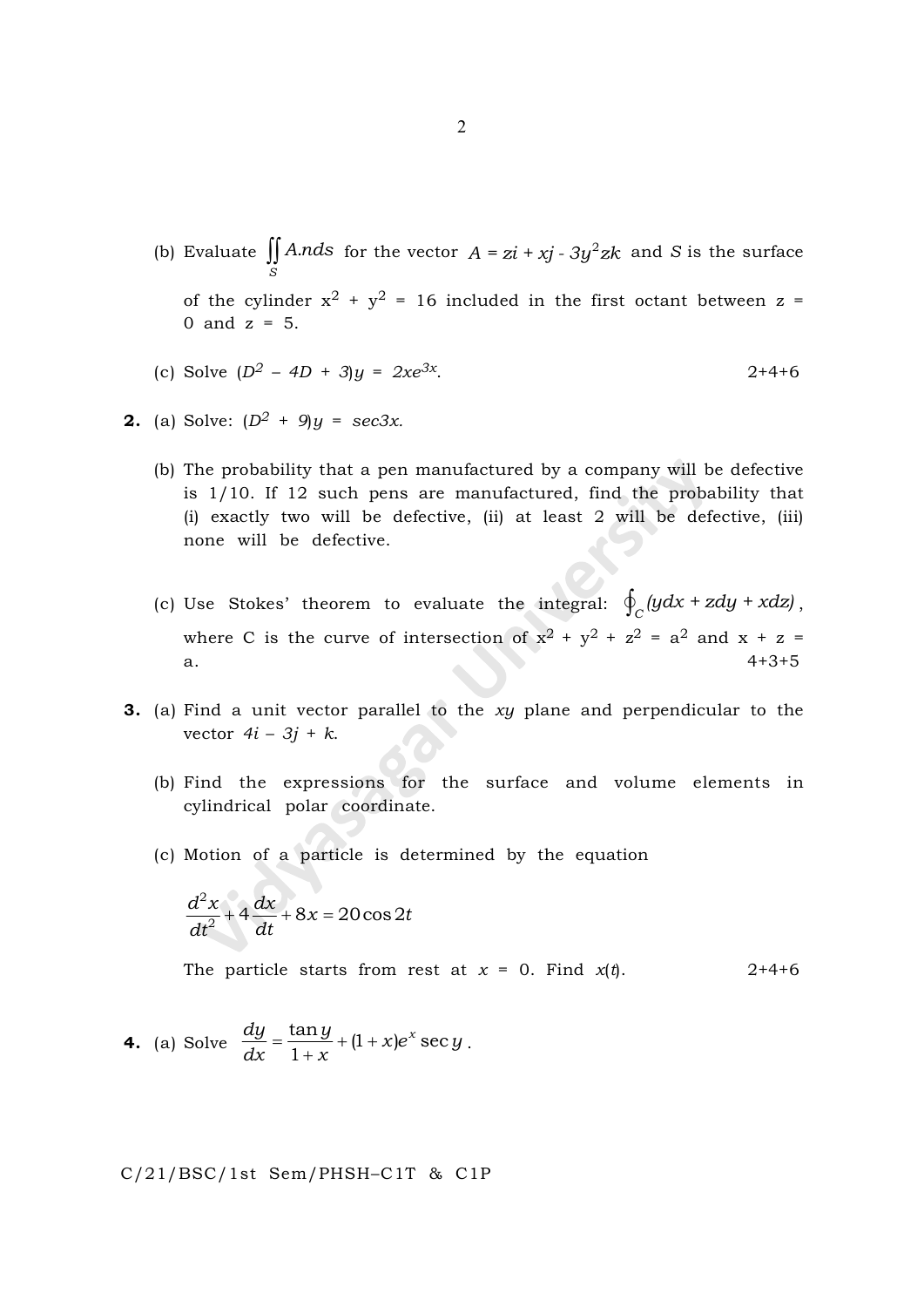(b) Evaluate $\iint_S A.nds$ for the vector $A = zi + xj - 3y^2zk$ and $S$ is the surface of the cylinder $x^2 + y^2 = 16$ included in the first octant between $z = 0$ and $z = 5$.

(c) Solve $(D^2 - 4D + 3)y = 2xe^{3x}$. 2+4+6

**2.** (a) Solve: $(D^2 + 9)y = sec3x$.

(b) The probability that a pen manufactured by a company will be defective is 1/10. If 12 such pens are manufactured, find the probability that (i) exactly two will be defective, (ii) at least 2 will be defective, (iii) none will be defective.

(c) Use Stokes' theorem to evaluate the integral: $\oint_C (ydx + zdy + xdz)$, where C is the curve of intersection of $x^2 + y^2 + z^2 = a^2$ and $x + z = a$. 4+3+5

**3.** (a) Find a unit vector parallel to the $xy$ plane and perpendicular to the vector $4i - 3j + k$.

(b) Find the expressions for the surface and volume elements in cylindrical polar coordinate.

(c) Motion of a particle is determined by the equation

$$\frac{d^2x}{dt^2} + 4\frac{dx}{dt} + 8x = 20\cos 2t$$

The particle starts from rest at $x = 0$. Find $x(t)$. 2+4+6

**4.** (a) Solve $\dfrac{dy}{dx} = \dfrac{\tan y}{1+x} + (1+x)e^x \sec y$.

C/21/BSC/1st Sem/PHSH–C1T & C1P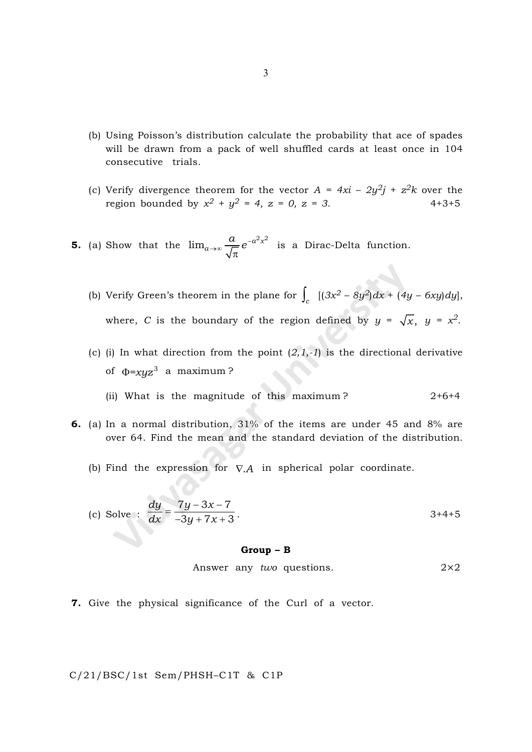(b) Using Poisson's distribution calculate the probability that ace of spades will be drawn from a pack of well shuffled cards at least once in 104 consecutive trials.

(c) Verify divergence theorem for the vector $A = 4xi - 2y^2j + z^2k$ over the region bounded by $x^2 + y^2 = 4$, $z = 0$, $z = 3$. 4+3+5

**5.** (a) Show that the $\lim_{a\to\infty} \frac{a}{\sqrt{\pi}} e^{-a^2x^2}$ is a Dirac-Delta function.

(b) Verify Green's theorem in the plane for $\int_c [(3x^2 - 8y^2)dx + (4y - 6xy)dy]$, where, $C$ is the boundary of the region defined by $y = \sqrt{x}$, $y = x^2$.

(c) (i) In what direction from the point $(2,1,-1)$ is the directional derivative of $\Phi = xyz^3$ a maximum?

(ii) What is the magnitude of this maximum? 2+6+4

**6.** (a) In a normal distribution, 31% of the items are under 45 and 8% are over 64. Find the mean and the standard deviation of the distribution.

(b) Find the expression for $\nabla.A$ in spherical polar coordinate.

(c) Solve : $\frac{dy}{dx} = \frac{7y - 3x - 7}{-3y + 7x + 3}$. 3+4+5

**Group – B**

Answer any *two* questions. 2×2

**7.** Give the physical significance of the Curl of a vector.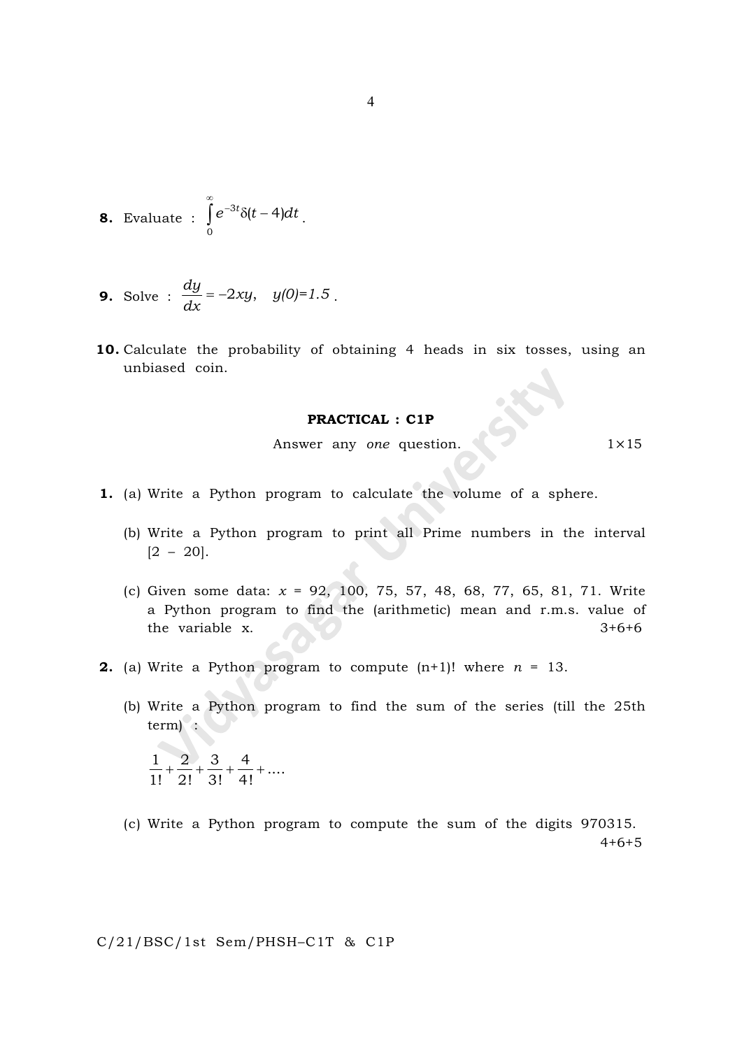**8.** Evaluate : $\int_0^{\infty} e^{-3t}\delta(t-4)dt$ .

**9.** Solve : $\frac{dy}{dx} = -2xy, \quad y(0)=1.5$ .

**10.** Calculate the probability of obtaining 4 heads in six tosses, using an unbiased coin.

**PRACTICAL : C1P**

Answer any *one* question. 1×15

**1.** (a) Write a Python program to calculate the volume of a sphere.

(b) Write a Python program to print all Prime numbers in the interval [2 – 20].

(c) Given some data: $x$ = 92, 100, 75, 57, 48, 68, 77, 65, 81, 71. Write a Python program to find the (arithmetic) mean and r.m.s. value of the variable x. 3+6+6

**2.** (a) Write a Python program to compute (n+1)! where $n$ = 13.

(b) Write a Python program to find the sum of the series (till the 25th term) :

$$\frac{1}{1!} + \frac{2}{2!} + \frac{3}{3!} + \frac{4}{4!} + \ldots$$

(c) Write a Python program to compute the sum of the digits 970315. 4+6+5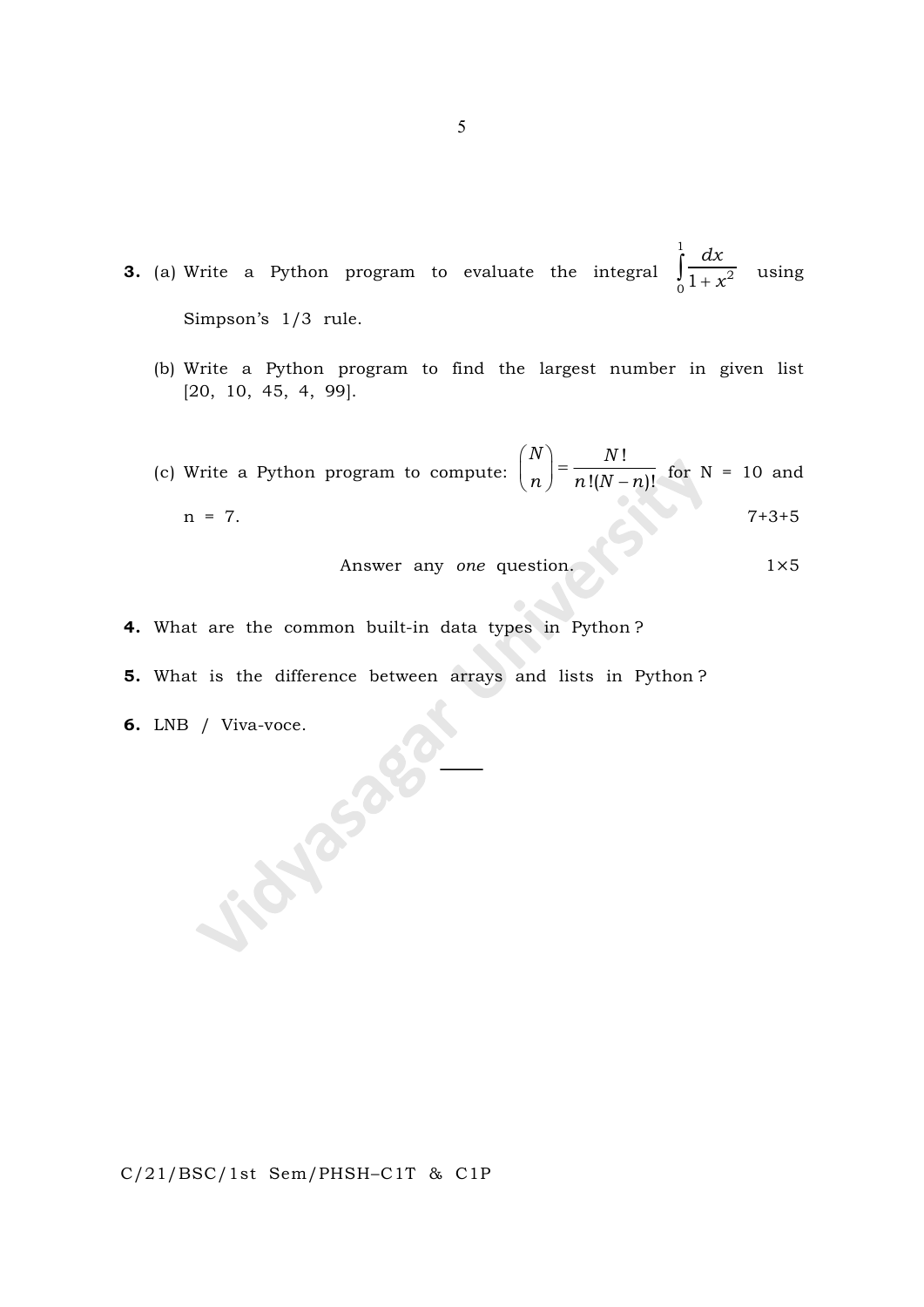**3.** (a) Write a Python program to evaluate the integral $\int_0^1 \frac{dx}{1+x^2}$ using Simpson's 1/3 rule.

(b) Write a Python program to find the largest number in given list [20, 10, 45, 4, 99].

(c) Write a Python program to compute: $\binom{N}{n} = \frac{N!}{n!(N-n)!}$ for N = 10 and n = 7. 7+3+5

Answer any *one* question. 1×5

**4.** What are the common built-in data types in Python?

**5.** What is the difference between arrays and lists in Python?

**6.** LNB / Viva-voce.

C/21/BSC/1st Sem/PHSH–C1T & C1P